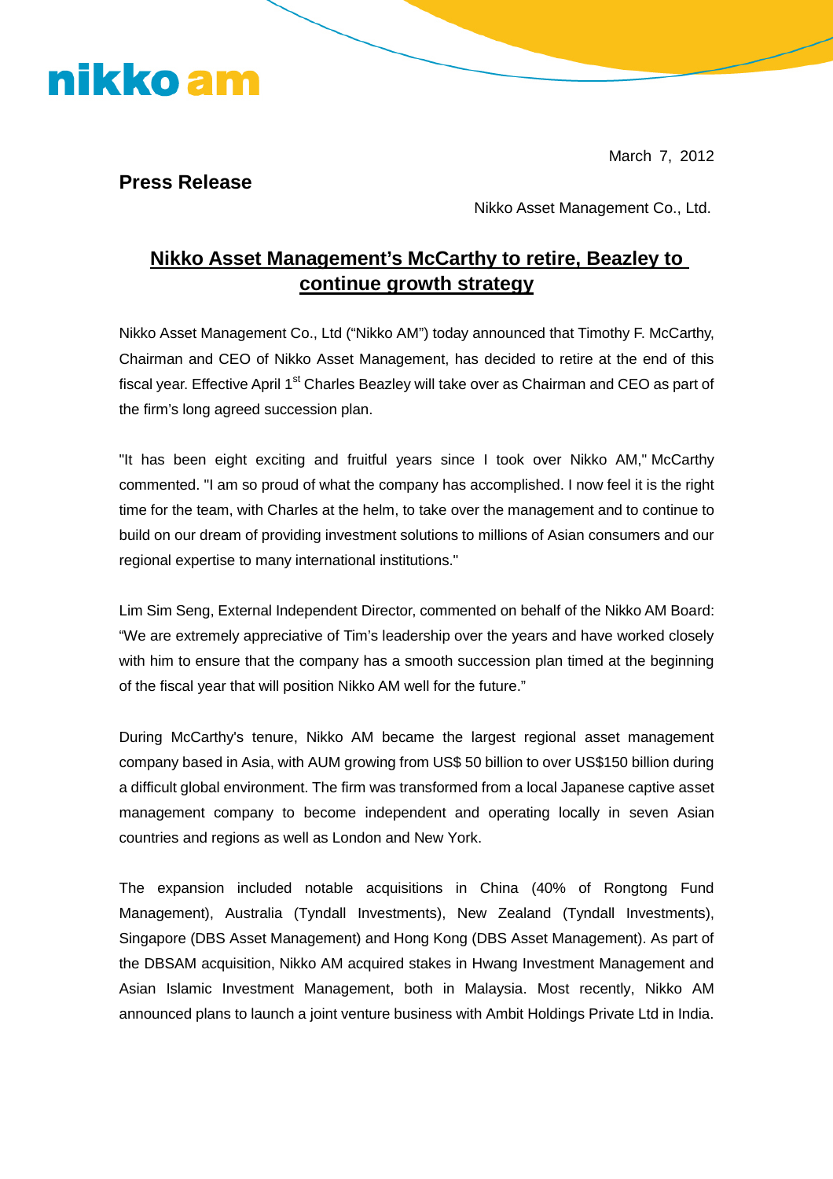March 7, 2012

**Press Release**

Nikko Asset Management Co., Ltd.

# Nikko Asset Management's McCarthy to retire, Beazley to continue growth strategy

Nikko Asset Management Co., Ltd ("Nikko AM") today announced that Timothy F. McCarthy, Chairman and CEO of Nikko Asset Management, has decided to retire at the end of this fiscal year. Effective April 1st Charles Beazley will take over as Chairman and CEO as part of the firm's long agreed succession plan.

"It has been eight exciting and fruitful years since I took over Nikko AM," McCarthy commented. "I am so proud of what the company has accomplished. I now feel it is the right time for the team, with Charles at the helm, to take over the management and to continue to build on our dream of providing investment solutions to millions of Asian consumers and our regional expertise to many international institutions."

Lim Sim Seng, External Independent Director, commented on behalf of the Nikko AM Board: "We are extremely appreciative of Tim's leadership over the years and have worked closely with him to ensure that the company has a smooth succession plan timed at the beginning of the fiscal year that will position Nikko AM well for the future."

During McCarthy's tenure, Nikko AM became the largest regional asset management company based in Asia, with AUM growing from US$ 50 billion to over US$150 billion during a difficult global environment. The firm was transformed from a local Japanese captive asset management company to become independent and operating locally in seven Asian countries and regions as well as London and New York.

The expansion included notable acquisitions in China (40% of Rongtong Fund Management), Australia (Tyndall Investments), New Zealand (Tyndall Investments), Singapore (DBS Asset Management) and Hong Kong (DBS Asset Management). As part of the DBSAM acquisition, Nikko AM acquired stakes in Hwang Investment Management and Asian Islamic Investment Management, both in Malaysia. Most recently, Nikko AM announced plans to launch a joint venture business with Ambit Holdings Private Ltd in India.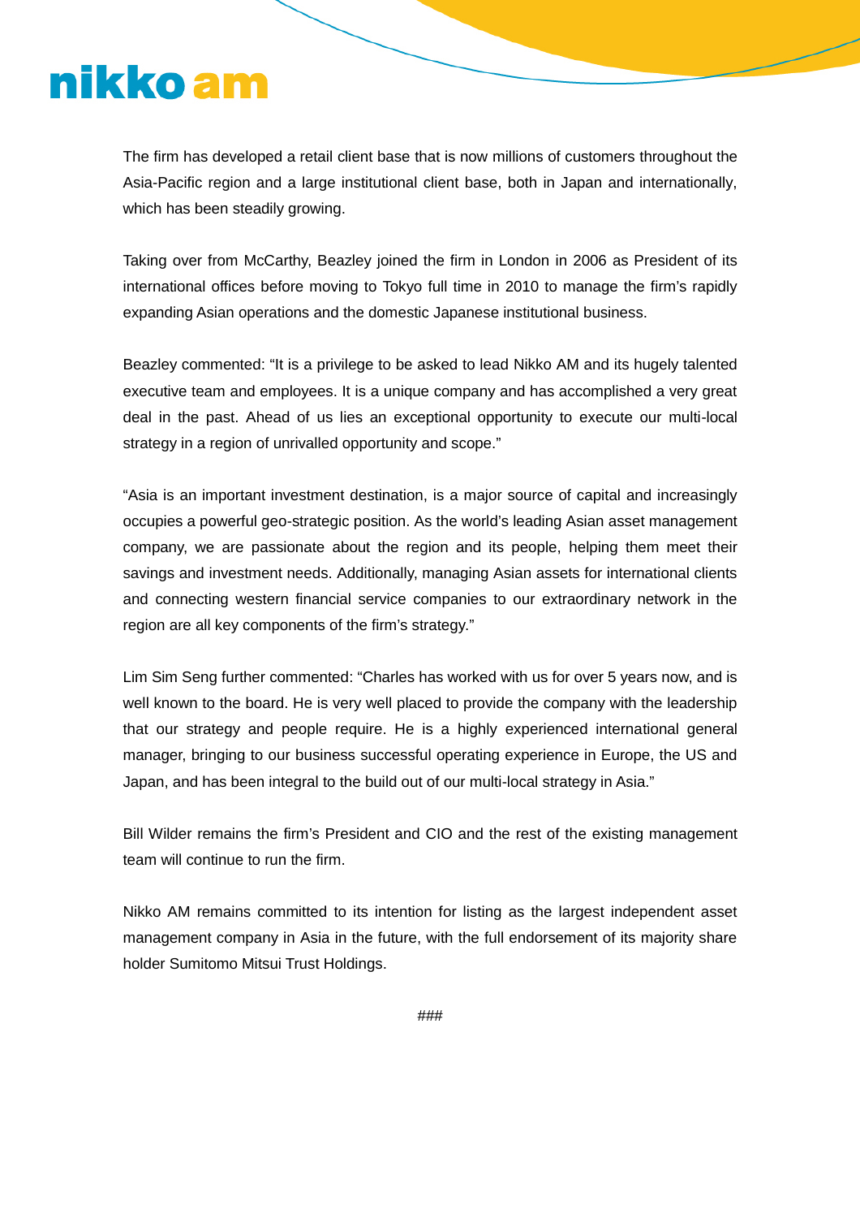The firm has developed a retail client base that is now millions of customers throughout the Asia-Pacific region and a large institutional client base, both in Japan and internationally, which has been steadily growing.

Taking over from McCarthy, Beazley joined the firm in London in 2006 as President of its international offices before moving to Tokyo full time in 2010 to manage the firm's rapidly expanding Asian operations and the domestic Japanese institutional business.

Beazley commented: "It is a privilege to be asked to lead Nikko AM and its hugely talented executive team and employees. It is a unique company and has accomplished a very great deal in the past. Ahead of us lies an exceptional opportunity to execute our multi-local strategy in a region of unrivalled opportunity and scope."

"Asia is an important investment destination, is a major source of capital and increasingly occupies a powerful geo-strategic position. As the world's leading Asian asset management company, we are passionate about the region and its people, helping them meet their savings and investment needs. Additionally, managing Asian assets for international clients and connecting western financial service companies to our extraordinary network in the region are all key components of the firm's strategy."

Lim Sim Seng further commented: "Charles has worked with us for over 5 years now, and is well known to the board. He is very well placed to provide the company with the leadership that our strategy and people require. He is a highly experienced international general manager, bringing to our business successful operating experience in Europe, the US and Japan, and has been integral to the build out of our multi-local strategy in Asia."

Bill Wilder remains the firm's President and CIO and the rest of the existing management team will continue to run the firm.

Nikko AM remains committed to its intention for listing as the largest independent asset management company in Asia in the future, with the full endorsement of its majority share holder Sumitomo Mitsui Trust Holdings.

###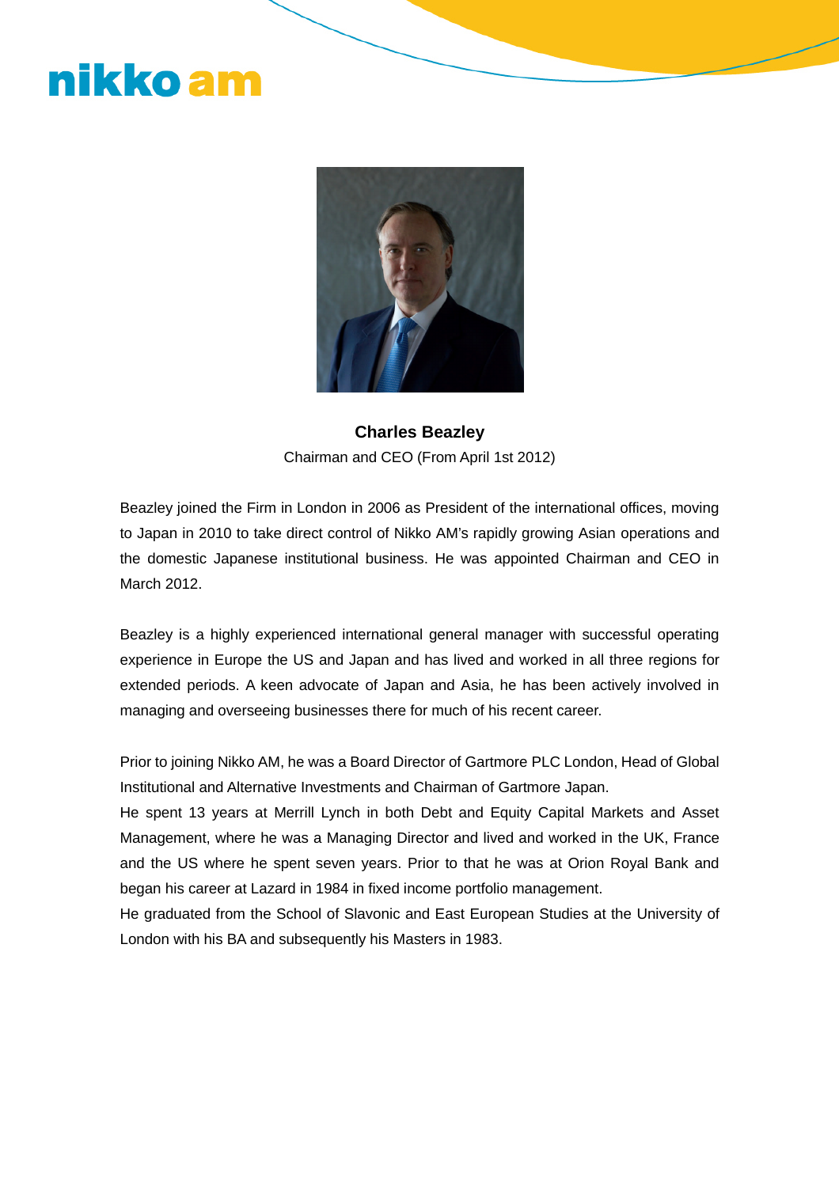**Charles Beazley**

Chairman and CEO (From April 1st 2012)

Beazley joined the Firm in London in 2006 as President of the international offices, moving to Japan in 2010 to take direct control of Nikko AM's rapidly growing Asian operations and the domestic Japanese institutional business. He was appointed Chairman and CEO in March 2012.

Beazley is a highly experienced international general manager with successful operating experience in Europe the US and Japan and has lived and worked in all three regions for extended periods. A keen advocate of Japan and Asia, he has been actively involved in managing and overseeing businesses there for much of his recent career.

Prior to joining Nikko AM, he was a Board Director of Gartmore PLC London, Head of Global Institutional and Alternative Investments and Chairman of Gartmore Japan.
He spent 13 years at Merrill Lynch in both Debt and Equity Capital Markets and Asset Management, where he was a Managing Director and lived and worked in the UK, France and the US where he spent seven years. Prior to that he was at Orion Royal Bank and began his career at Lazard in 1984 in fixed income portfolio management.
He graduated from the School of Slavonic and East European Studies at the University of London with his BA and subsequently his Masters in 1983.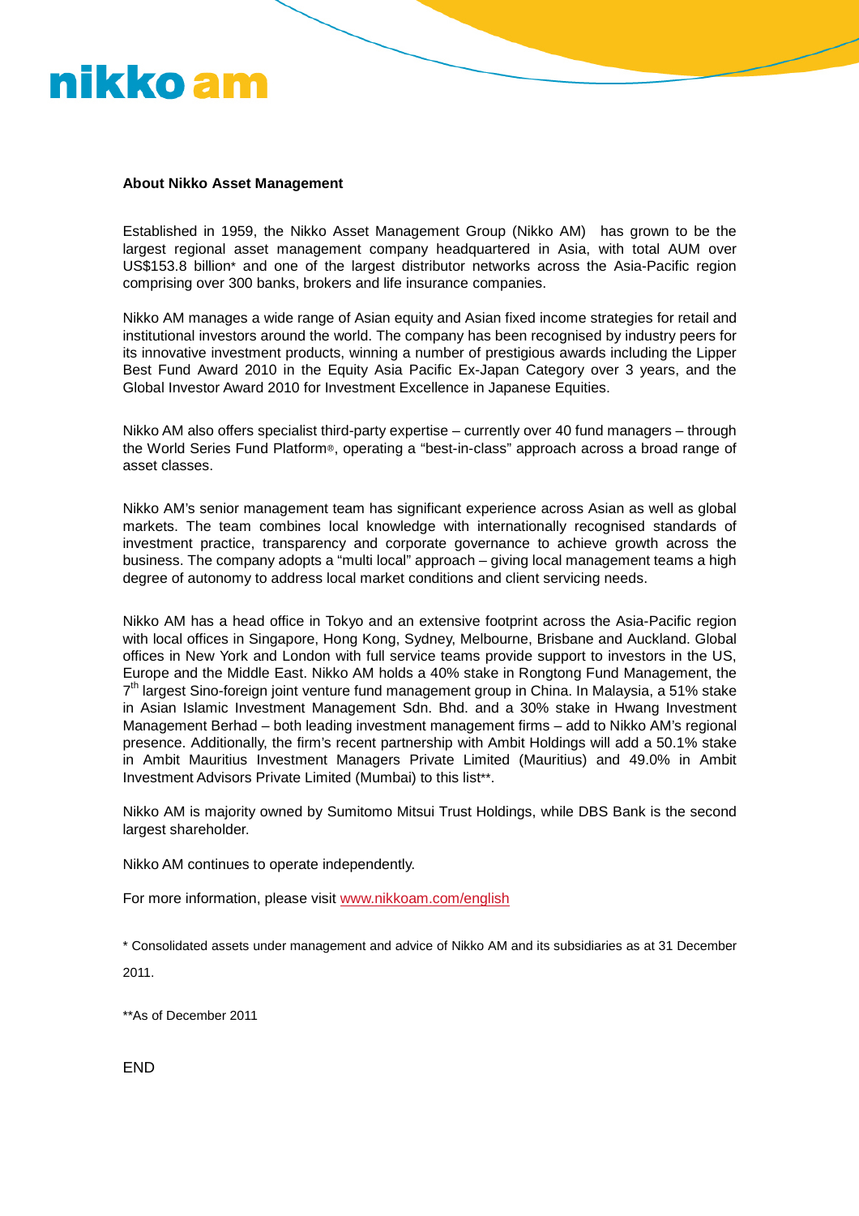**About Nikko Asset Management**

Established in 1959, the Nikko Asset Management Group (Nikko AM) has grown to be the largest regional asset management company headquartered in Asia, with total AUM over US$153.8 billion* and one of the largest distributor networks across the Asia-Pacific region comprising over 300 banks, brokers and life insurance companies.

Nikko AM manages a wide range of Asian equity and Asian fixed income strategies for retail and institutional investors around the world. The company has been recognised by industry peers for its innovative investment products, winning a number of prestigious awards including the Lipper Best Fund Award 2010 in the Equity Asia Pacific Ex-Japan Category over 3 years, and the Global Investor Award 2010 for Investment Excellence in Japanese Equities.

Nikko AM also offers specialist third-party expertise – currently over 40 fund managers – through the World Series Fund Platform®, operating a "best-in-class" approach across a broad range of asset classes.

Nikko AM's senior management team has significant experience across Asian as well as global markets. The team combines local knowledge with internationally recognised standards of investment practice, transparency and corporate governance to achieve growth across the business. The company adopts a "multi local" approach – giving local management teams a high degree of autonomy to address local market conditions and client servicing needs.

Nikko AM has a head office in Tokyo and an extensive footprint across the Asia-Pacific region with local offices in Singapore, Hong Kong, Sydney, Melbourne, Brisbane and Auckland. Global offices in New York and London with full service teams provide support to investors in the US, Europe and the Middle East. Nikko AM holds a 40% stake in Rongtong Fund Management, the 7th largest Sino-foreign joint venture fund management group in China. In Malaysia, a 51% stake in Asian Islamic Investment Management Sdn. Bhd. and a 30% stake in Hwang Investment Management Berhad – both leading investment management firms – add to Nikko AM's regional presence. Additionally, the firm's recent partnership with Ambit Holdings will add a 50.1% stake in Ambit Mauritius Investment Managers Private Limited (Mauritius) and 49.0% in Ambit Investment Advisors Private Limited (Mumbai) to this list**.

Nikko AM is majority owned by Sumitomo Mitsui Trust Holdings, while DBS Bank is the second largest shareholder.

Nikko AM continues to operate independently.

For more information, please visit www.nikkoam.com/english

* Consolidated assets under management and advice of Nikko AM and its subsidiaries as at 31 December 2011.

**As of December 2011

END